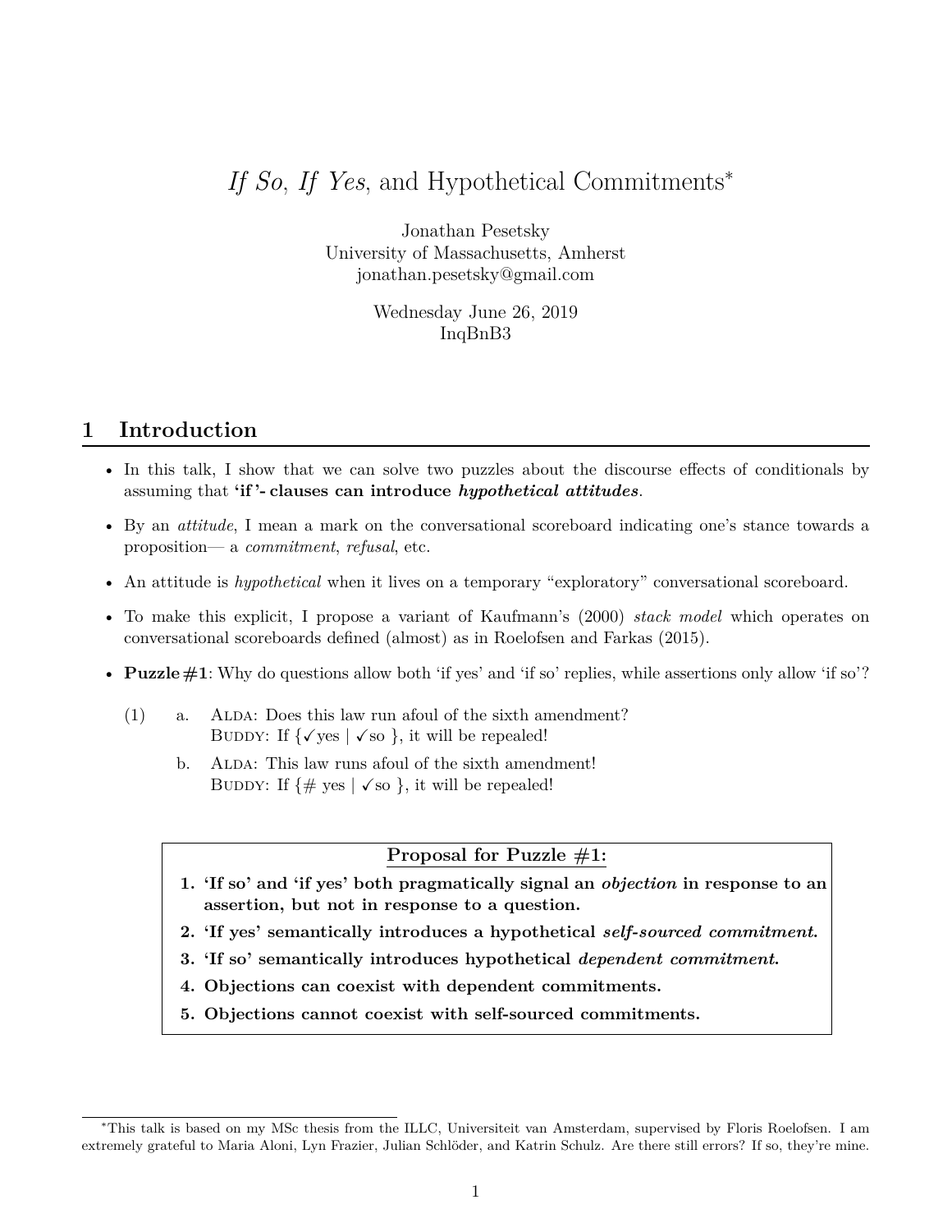# *If So*, *If Yes*, and Hypothetical Commitments*

Jonathan Pesetsky
University of Massachusetts, Amherst
jonathan.pesetsky@gmail.com

Wednesday June 26, 2019
InqBnB3

## 1 Introduction

- In this talk, I show that we can solve two puzzles about the discourse effects of conditionals by assuming that **'if'- clauses can introduce *hypothetical attitudes***.
- By an *attitude*, I mean a mark on the conversational scoreboard indicating one's stance towards a proposition— a *commitment*, *refusal*, etc.
- An attitude is *hypothetical* when it lives on a temporary "exploratory" conversational scoreboard.
- To make this explicit, I propose a variant of Kaufmann's (2000) *stack model* which operates on conversational scoreboards defined (almost) as in Roelofsen and Farkas (2015).
- **Puzzle #1**: Why do questions allow both 'if yes' and 'if so' replies, while assertions only allow 'if so'?

(1) a. ALDA: Does this law run afoul of the sixth amendment?
BUDDY: If {✓yes | ✓so }, it will be repealed!

b. ALDA: This law runs afoul of the sixth amendment!
BUDDY: If {# yes | ✓so }, it will be repealed!

**Proposal for Puzzle #1:**

1. **'If so' and 'if yes' both pragmatically signal an *objection* in response to an assertion, but not in response to a question.**
2. **'If yes' semantically introduces a hypothetical *self-sourced commitment*.**
3. **'If so' semantically introduces hypothetical *dependent commitment*.**
4. **Objections can coexist with dependent commitments.**
5. **Objections cannot coexist with self-sourced commitments.**

---

*This talk is based on my MSc thesis from the ILLC, Universiteit van Amsterdam, supervised by Floris Roelofsen. I am extremely grateful to Maria Aloni, Lyn Frazier, Julian Schlöder, and Katrin Schulz. Are there still errors? If so, they're mine.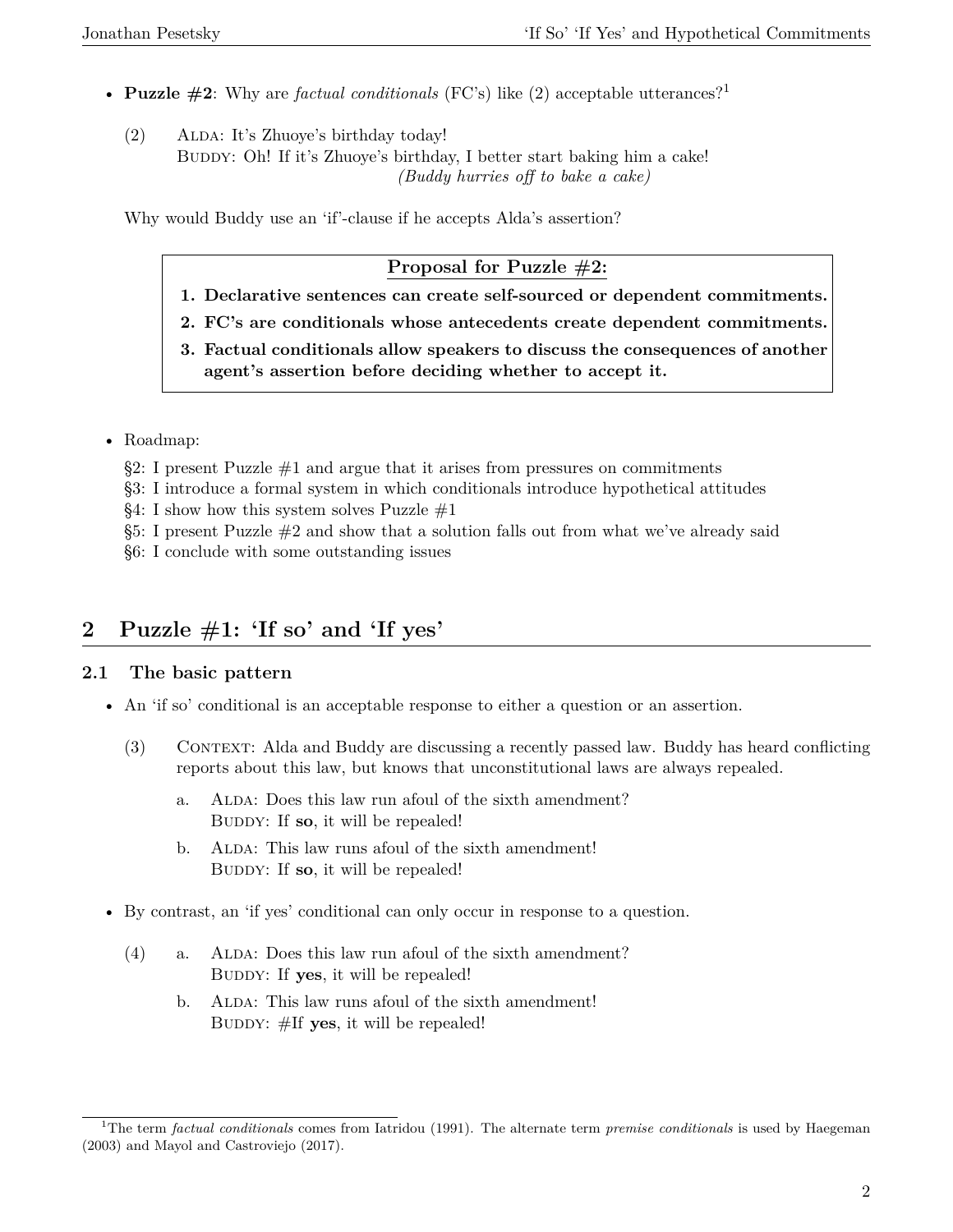- **Puzzle #2**: Why are *factual conditionals* (FC's) like (2) acceptable utterances?[1]

  (2) ALDA: It's Zhuoye's birthday today!
  BUDDY: Oh! If it's Zhuoye's birthday, I better start baking him a cake!
  *(Buddy hurries off to bake a cake)*

  Why would Buddy use an 'if'-clause if he accepts Alda's assertion?

> **Proposal for Puzzle #2:**
>
> 1. **Declarative sentences can create self-sourced or dependent commitments.**
> 2. **FC's are conditionals whose antecedents create dependent commitments.**
> 3. **Factual conditionals allow speakers to discuss the consequences of another agent's assertion before deciding whether to accept it.**

- Roadmap:

  §2: I present Puzzle #1 and argue that it arises from pressures on commitments
  §3: I introduce a formal system in which conditionals introduce hypothetical attitudes
  §4: I show how this system solves Puzzle #1
  §5: I present Puzzle #2 and show that a solution falls out from what we've already said
  §6: I conclude with some outstanding issues

## 2 Puzzle #1: 'If so' and 'If yes'

### 2.1 The basic pattern

- An 'if so' conditional is an acceptable response to either a question or an assertion.

  (3) CONTEXT: Alda and Buddy are discussing a recently passed law. Buddy has heard conflicting reports about this law, but knows that unconstitutional laws are always repealed.

  a. ALDA: Does this law run afoul of the sixth amendment?
  BUDDY: If **so**, it will be repealed!

  b. ALDA: This law runs afoul of the sixth amendment!
  BUDDY: If **so**, it will be repealed!

- By contrast, an 'if yes' conditional can only occur in response to a question.

  (4) a. ALDA: Does this law run afoul of the sixth amendment?
  BUDDY: If **yes**, it will be repealed!

  b. ALDA: This law runs afoul of the sixth amendment!
  BUDDY: #If **yes**, it will be repealed!

[1] The term *factual conditionals* comes from Iatridou (1991). The alternate term *premise conditionals* is used by Haegeman (2003) and Mayol and Castroviejo (2017).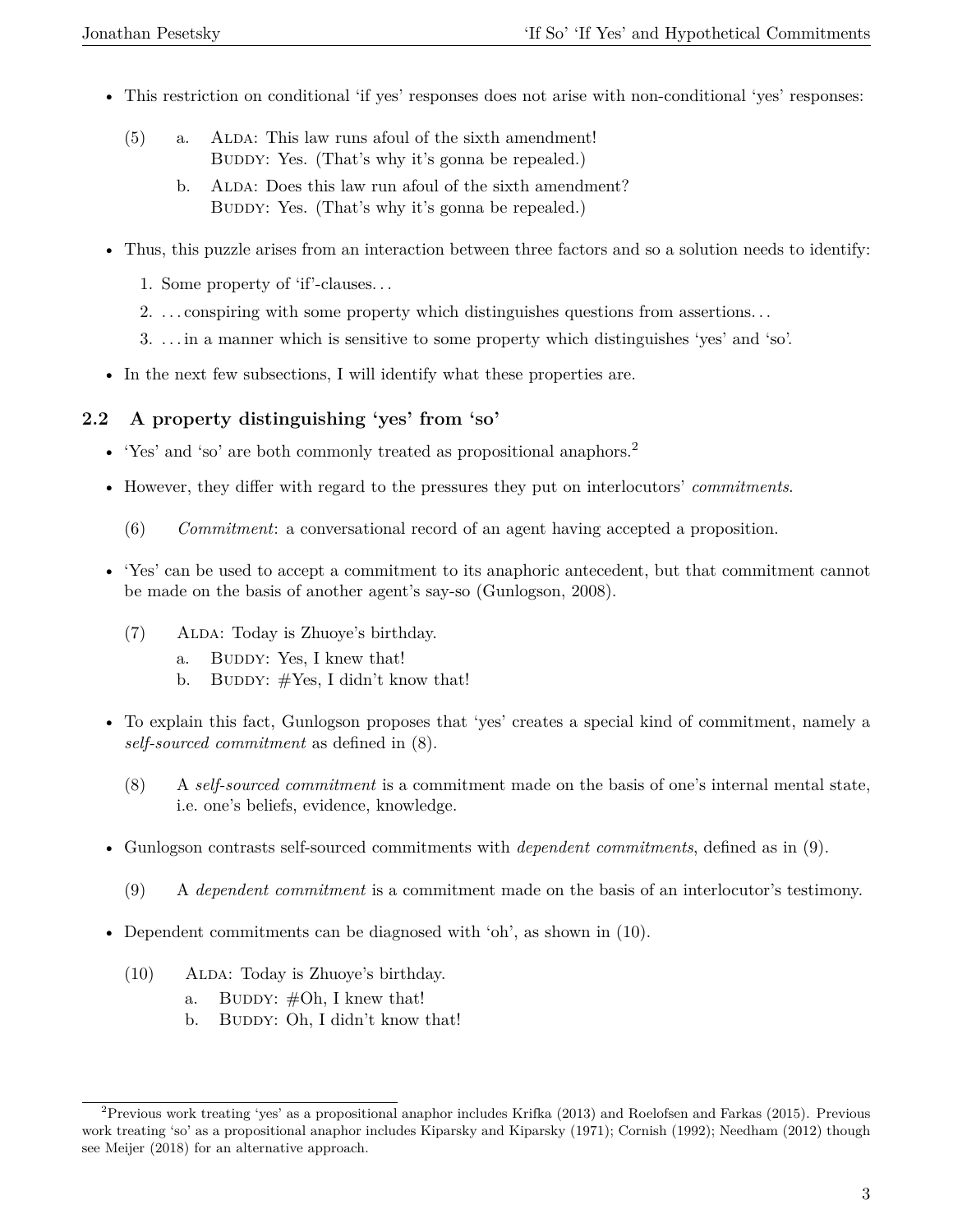- This restriction on conditional 'if yes' responses does not arise with non-conditional 'yes' responses:

(5) a. ALDA: This law runs afoul of the sixth amendment!
BUDDY: Yes. (That's why it's gonna be repealed.)

b. ALDA: Does this law run afoul of the sixth amendment?
BUDDY: Yes. (That's why it's gonna be repealed.)

- Thus, this puzzle arises from an interaction between three factors and so a solution needs to identify:
  1. Some property of 'if'-clauses...
  2. ...conspiring with some property which distinguishes questions from assertions...
  3. ...in a manner which is sensitive to some property which distinguishes 'yes' and 'so'.
- In the next few subsections, I will identify what these properties are.

## 2.2 A property distinguishing 'yes' from 'so'

- 'Yes' and 'so' are both commonly treated as propositional anaphors.[2]
- However, they differ with regard to the pressures they put on interlocutors' *commitments*.

(6) *Commitment*: a conversational record of an agent having accepted a proposition.

- 'Yes' can be used to accept a commitment to its anaphoric antecedent, but that commitment cannot be made on the basis of another agent's say-so (Gunlogson, 2008).

(7) ALDA: Today is Zhuoye's birthday.
a. BUDDY: Yes, I knew that!
b. BUDDY: #Yes, I didn't know that!

- To explain this fact, Gunlogson proposes that 'yes' creates a special kind of commitment, namely a *self-sourced commitment* as defined in (8).

(8) A *self-sourced commitment* is a commitment made on the basis of one's internal mental state, i.e. one's beliefs, evidence, knowledge.

- Gunlogson contrasts self-sourced commitments with *dependent commitments*, defined as in (9).

(9) A *dependent commitment* is a commitment made on the basis of an interlocutor's testimony.

- Dependent commitments can be diagnosed with 'oh', as shown in (10).

(10) ALDA: Today is Zhuoye's birthday.
a. BUDDY: #Oh, I knew that!
b. BUDDY: Oh, I didn't know that!

[2] Previous work treating 'yes' as a propositional anaphor includes Krifka (2013) and Roelofsen and Farkas (2015). Previous work treating 'so' as a propositional anaphor includes Kiparsky and Kiparsky (1971); Cornish (1992); Needham (2012) though see Meijer (2018) for an alternative approach.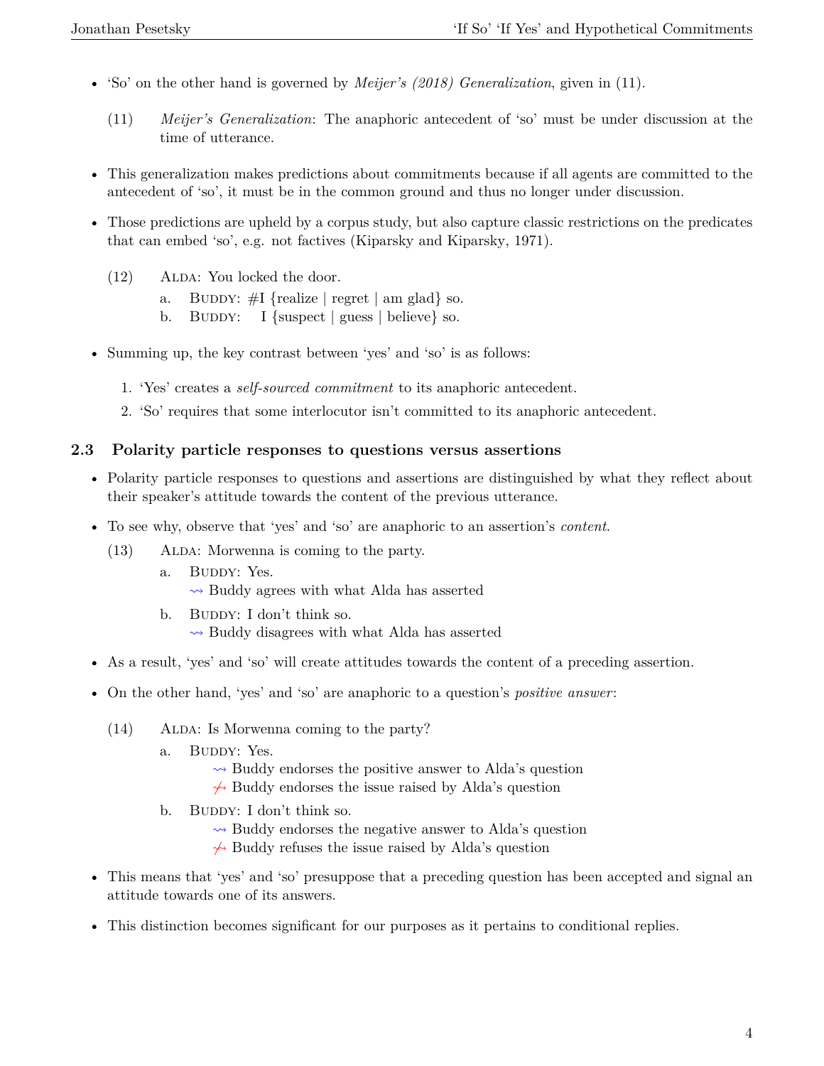- 'So' on the other hand is governed by *Meijer's (2018) Generalization*, given in (11).

  (11) *Meijer's Generalization*: The anaphoric antecedent of 'so' must be under discussion at the time of utterance.

- This generalization makes predictions about commitments because if all agents are committed to the antecedent of 'so', it must be in the common ground and thus no longer under discussion.

- Those predictions are upheld by a corpus study, but also capture classic restrictions on the predicates that can embed 'so', e.g. not factives (Kiparsky and Kiparsky, 1971).

  (12) ALDA: You locked the door.
  - a. BUDDY: #I {realize | regret | am glad} so.
  - b. BUDDY: I {suspect | guess | believe} so.

- Summing up, the key contrast between 'yes' and 'so' is as follows:
  1. 'Yes' creates a *self-sourced commitment* to its anaphoric antecedent.
  2. 'So' requires that some interlocutor isn't committed to its anaphoric antecedent.

### 2.3 Polarity particle responses to questions versus assertions

- Polarity particle responses to questions and assertions are distinguished by what they reflect about their speaker's attitude towards the content of the previous utterance.

- To see why, observe that 'yes' and 'so' are anaphoric to an assertion's *content*.

  (13) ALDA: Morwenna is coming to the party.
  - a. BUDDY: Yes.
    ⇝ Buddy agrees with what Alda has asserted
  - b. BUDDY: I don't think so.
    ⇝ Buddy disagrees with what Alda has asserted

- As a result, 'yes' and 'so' will create attitudes towards the content of a preceding assertion.

- On the other hand, 'yes' and 'so' are anaphoric to a question's *positive answer*:

  (14) ALDA: Is Morwenna coming to the party?
  - a. BUDDY: Yes.
    ⇝ Buddy endorses the positive answer to Alda's question
    ⇝̸ Buddy endorses the issue raised by Alda's question
  - b. BUDDY: I don't think so.
    ⇝ Buddy endorses the negative answer to Alda's question
    ⇝̸ Buddy refuses the issue raised by Alda's question

- This means that 'yes' and 'so' presuppose that a preceding question has been accepted and signal an attitude towards one of its answers.

- This distinction becomes significant for our purposes as it pertains to conditional replies.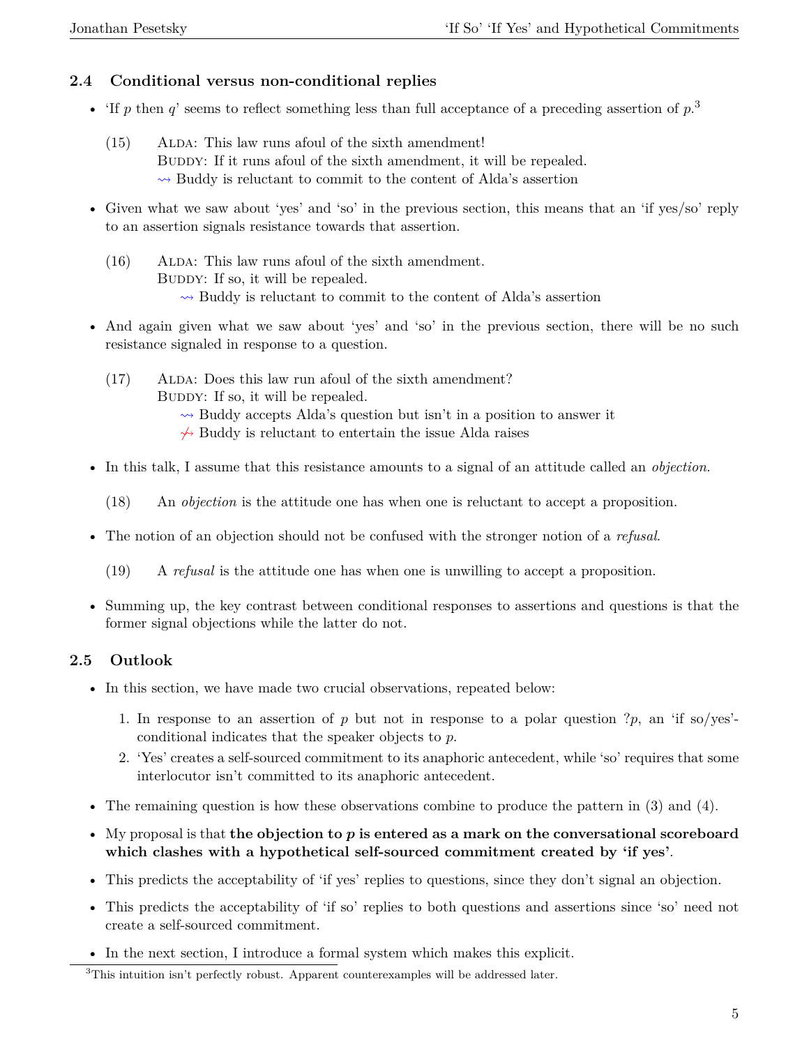### 2.4 Conditional versus non-conditional replies

- 'If $p$ then $q$' seems to reflect something less than full acceptance of a preceding assertion of $p$.[3]

  (15) ALDA: This law runs afoul of the sixth amendment!
  BUDDY: If it runs afoul of the sixth amendment, it will be repealed.
  ⇝ Buddy is reluctant to commit to the content of Alda's assertion

- Given what we saw about 'yes' and 'so' in the previous section, this means that an 'if yes/so' reply to an assertion signals resistance towards that assertion.

  (16) ALDA: This law runs afoul of the sixth amendment.
  BUDDY: If so, it will be repealed.
  ⇝ Buddy is reluctant to commit to the content of Alda's assertion

- And again given what we saw about 'yes' and 'so' in the previous section, there will be no such resistance signaled in response to a question.

  (17) ALDA: Does this law run afoul of the sixth amendment?
  BUDDY: If so, it will be repealed.
  ⇝ Buddy accepts Alda's question but isn't in a position to answer it
  ⇝̸ Buddy is reluctant to entertain the issue Alda raises

- In this talk, I assume that this resistance amounts to a signal of an attitude called an *objection*.

  (18) An *objection* is the attitude one has when one is reluctant to accept a proposition.

- The notion of an objection should not be confused with the stronger notion of a *refusal*.

  (19) A *refusal* is the attitude one has when one is unwilling to accept a proposition.

- Summing up, the key contrast between conditional responses to assertions and questions is that the former signal objections while the latter do not.

### 2.5 Outlook

- In this section, we have made two crucial observations, repeated below:
  1. In response to an assertion of $p$ but not in response to a polar question $?p$, an 'if so/yes'-conditional indicates that the speaker objects to $p$.
  2. 'Yes' creates a self-sourced commitment to its anaphoric antecedent, while 'so' requires that some interlocutor isn't committed to its anaphoric antecedent.
- The remaining question is how these observations combine to produce the pattern in (3) and (4).
- My proposal is that **the objection to *p* is entered as a mark on the conversational scoreboard which clashes with a hypothetical self-sourced commitment created by 'if yes'**.
- This predicts the acceptability of 'if yes' replies to questions, since they don't signal an objection.
- This predicts the acceptability of 'if so' replies to both questions and assertions since 'so' need not create a self-sourced commitment.
- In the next section, I introduce a formal system which makes this explicit.

[3] This intuition isn't perfectly robust. Apparent counterexamples will be addressed later.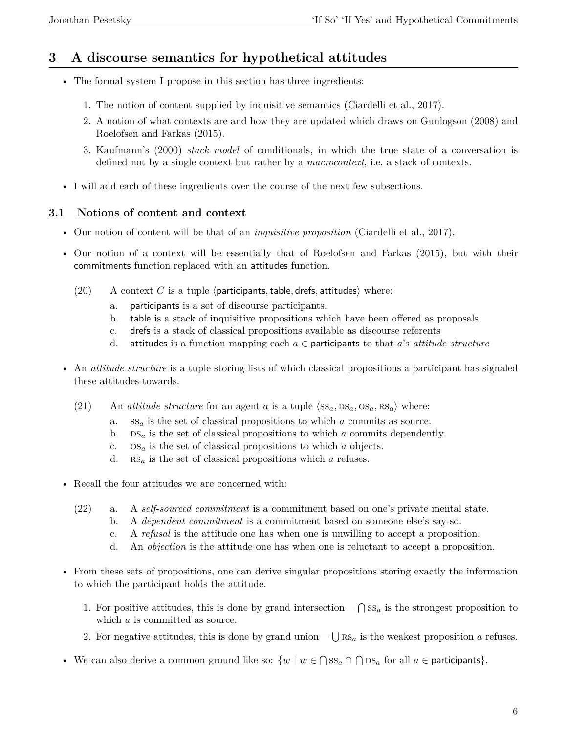## 3 A discourse semantics for hypothetical attitudes

- The formal system I propose in this section has three ingredients:
  1. The notion of content supplied by inquisitive semantics (Ciardelli et al., 2017).
  2. A notion of what contexts are and how they are updated which draws on Gunlogson (2008) and Roelofsen and Farkas (2015).
  3. Kaufmann's (2000) *stack model* of conditionals, in which the true state of a conversation is defined not by a single context but rather by a *macrocontext*, i.e. a stack of contexts.
- I will add each of these ingredients over the course of the next few subsections.

### 3.1 Notions of content and context

- Our notion of content will be that of an *inquisitive proposition* (Ciardelli et al., 2017).
- Our notion of a context will be essentially that of Roelofsen and Farkas (2015), but with their commitments function replaced with an attitudes function.

(20) A context $C$ is a tuple $\langle \textsf{participants}, \textsf{table}, \textsf{drefs}, \textsf{attitudes} \rangle$ where:

  a. participants is a set of discourse participants.
  b. table is a stack of inquisitive propositions which have been offered as proposals.
  c. drefs is a stack of classical propositions available as discourse referents
  d. attitudes is a function mapping each $a \in \textsf{participants}$ to that $a$'s *attitude structure*

- An *attitude structure* is a tuple storing lists of which classical propositions a participant has signaled these attitudes towards.

(21) An *attitude structure* for an agent $a$ is a tuple $\langle \textsc{ss}_a, \textsc{ds}_a, \textsc{os}_a, \textsc{rs}_a \rangle$ where:

  a. $\textsc{ss}_a$ is the set of classical propositions to which $a$ commits as source.
  b. $\textsc{ds}_a$ is the set of classical propositions to which $a$ commits dependently.
  c. $\textsc{os}_a$ is the set of classical propositions to which $a$ objects.
  d. $\textsc{rs}_a$ is the set of classical propositions which $a$ refuses.

- Recall the four attitudes we are concerned with:

(22) a. A *self-sourced commitment* is a commitment based on one's private mental state.
  b. A *dependent commitment* is a commitment based on someone else's say-so.
  c. A *refusal* is the attitude one has when one is unwilling to accept a proposition.
  d. An *objection* is the attitude one has when one is reluctant to accept a proposition.

- From these sets of propositions, one can derive singular propositions storing exactly the information to which the participant holds the attitude.
  1. For positive attitudes, this is done by grand intersection— $\bigcap \textsc{ss}_a$ is the strongest proposition to which $a$ is committed as source.
  2. For negative attitudes, this is done by grand union— $\bigcup \textsc{rs}_a$ is the weakest proposition $a$ refuses.
- We can also derive a common ground like so: $\{w \mid w \in \bigcap \textsc{ss}_a \cap \bigcap \textsc{ds}_a \text{ for all } a \in \textsf{participants}\}$.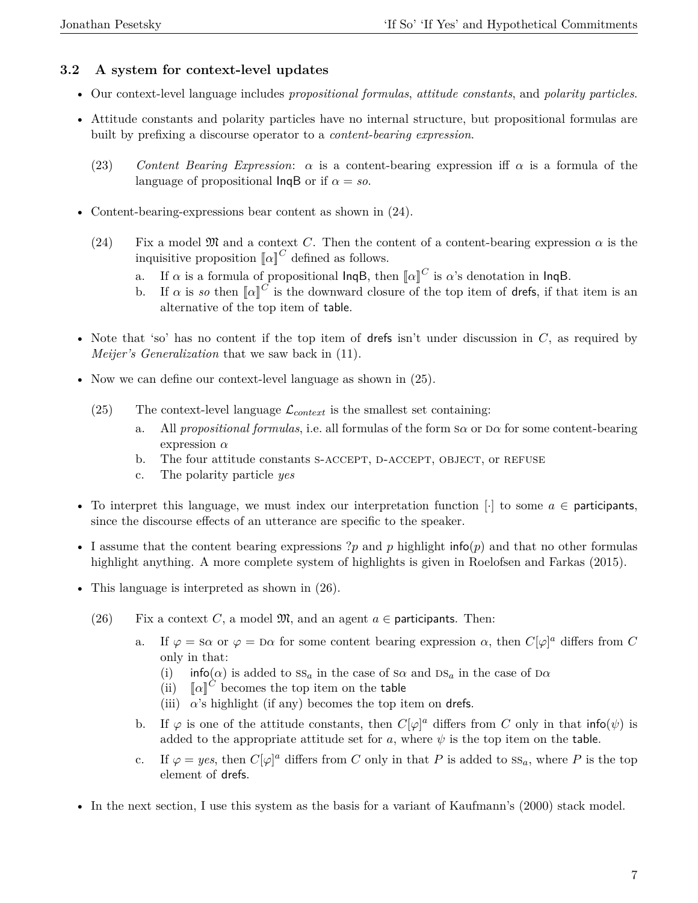### 3.2 A system for context-level updates

- Our context-level language includes *propositional formulas*, *attitude constants*, and *polarity particles*.
- Attitude constants and polarity particles have no internal structure, but propositional formulas are built by prefixing a discourse operator to a *content-bearing expression*.

  (23) *Content Bearing Expression*: $\alpha$ is a content-bearing expression iff $\alpha$ is a formula of the language of propositional InqB or if $\alpha = so$.

- Content-bearing-expressions bear content as shown in (24).

  (24) Fix a model $\mathfrak{M}$ and a context $C$. Then the content of a content-bearing expression $\alpha$ is the inquisitive proposition $[\![\alpha]\!]^C$ defined as follows.
  
  a. If $\alpha$ is a formula of propositional InqB, then $[\![\alpha]\!]^C$ is $\alpha$'s denotation in InqB.
  
  b. If $\alpha$ is *so* then $[\![\alpha]\!]^C$ is the downward closure of the top item of drefs, if that item is an alternative of the top item of table.

- Note that 'so' has no content if the top item of drefs isn't under discussion in $C$, as required by *Meijer's Generalization* that we saw back in (11).
- Now we can define our context-level language as shown in (25).

  (25) The context-level language $\mathcal{L}_{context}$ is the smallest set containing:
  
  a. All *propositional formulas*, i.e. all formulas of the form S$\alpha$ or D$\alpha$ for some content-bearing expression $\alpha$
  
  b. The four attitude constants S-ACCEPT, D-ACCEPT, OBJECT, or REFUSE
  
  c. The polarity particle *yes*

- To interpret this language, we must index our interpretation function $[\cdot]$ to some $a \in$ participants, since the discourse effects of an utterance are specific to the speaker.
- I assume that the content bearing expressions $?p$ and $p$ highlight info($p$) and that no other formulas highlight anything. A more complete system of highlights is given in Roelofsen and Farkas (2015).
- This language is interpreted as shown in (26).

  (26) Fix a context $C$, a model $\mathfrak{M}$, and an agent $a \in$ participants. Then:
  
  a. If $\varphi =$ S$\alpha$ or $\varphi =$ D$\alpha$ for some content bearing expression $\alpha$, then $C[\varphi]^a$ differs from $C$ only in that:
     
     (i) info($\alpha$) is added to SS$_a$ in the case of S$\alpha$ and DS$_a$ in the case of D$\alpha$
     
     (ii) $[\![\alpha]\!]^C$ becomes the top item on the table
     
     (iii) $\alpha$'s highlight (if any) becomes the top item on drefs.
  
  b. If $\varphi$ is one of the attitude constants, then $C[\varphi]^a$ differs from $C$ only in that info($\psi$) is added to the appropriate attitude set for $a$, where $\psi$ is the top item on the table.
  
  c. If $\varphi = yes$, then $C[\varphi]^a$ differs from $C$ only in that $P$ is added to SS$_a$, where $P$ is the top element of drefs.

- In the next section, I use this system as the basis for a variant of Kaufmann's (2000) stack model.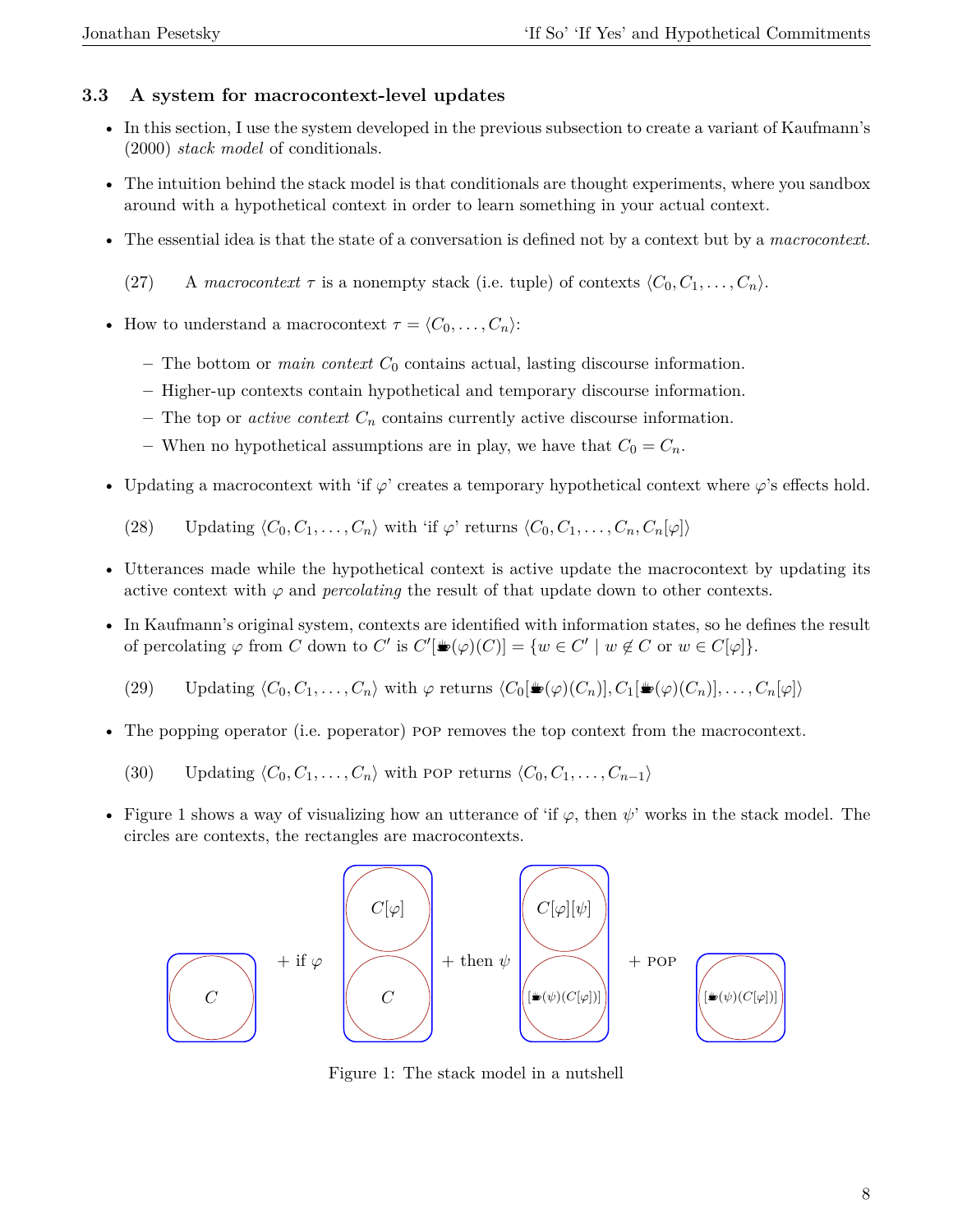### 3.3 A system for macrocontext-level updates

- In this section, I use the system developed in the previous subsection to create a variant of Kaufmann's (2000) *stack model* of conditionals.
- The intuition behind the stack model is that conditionals are thought experiments, where you sandbox around with a hypothetical context in order to learn something in your actual context.
- The essential idea is that the state of a conversation is defined not by a context but by a *macrocontext*.

(27) A *macrocontext* $\tau$ is a nonempty stack (i.e. tuple) of contexts $\langle C_0, C_1, \ldots, C_n \rangle$.

- How to understand a macrocontext $\tau = \langle C_0, \ldots, C_n \rangle$:
  - The bottom or *main context* $C_0$ contains actual, lasting discourse information.
  - Higher-up contexts contain hypothetical and temporary discourse information.
  - The top or *active context* $C_n$ contains currently active discourse information.
  - When no hypothetical assumptions are in play, we have that $C_0 = C_n$.
- Updating a macrocontext with 'if $\varphi$' creates a temporary hypothetical context where $\varphi$'s effects hold.

(28) Updating $\langle C_0, C_1, \ldots, C_n \rangle$ with 'if $\varphi$' returns $\langle C_0, C_1, \ldots, C_n, C_n[\varphi] \rangle$

- Utterances made while the hypothetical context is active update the macrocontext by updating its active context with $\varphi$ and *percolating* the result of that update down to other contexts.
- In Kaufmann's original system, contexts are identified with information states, so he defines the result of percolating $\varphi$ from $C$ down to $C'$ is $C'[☕(\varphi)(C)] = \{w \in C' \mid w \notin C \text{ or } w \in C[\varphi]\}$.

(29) Updating $\langle C_0, C_1, \ldots, C_n \rangle$ with $\varphi$ returns $\langle C_0[☕(\varphi)(C_n)], C_1[☕(\varphi)(C_n)], \ldots, C_n[\varphi] \rangle$

- The popping operator (i.e. poperator) POP removes the top context from the macrocontext.

(30) Updating $\langle C_0, C_1, \ldots, C_n \rangle$ with POP returns $\langle C_0, C_1, \ldots, C_{n-1} \rangle$

- Figure 1 shows a way of visualizing how an utterance of 'if $\varphi$, then $\psi$' works in the stack model. The circles are contexts, the rectangles are macrocontexts.

$$\langle C \rangle \;+\; \text{if } \varphi \;\; \langle C,\ C[\varphi] \rangle \;+\; \text{then } \psi \;\; \langle [☕(\psi)(C[\varphi])],\ C[\varphi][\psi] \rangle \;+\; \text{POP} \;\; \langle [☕(\psi)(C[\varphi])] \rangle$$

Figure 1: The stack model in a nutshell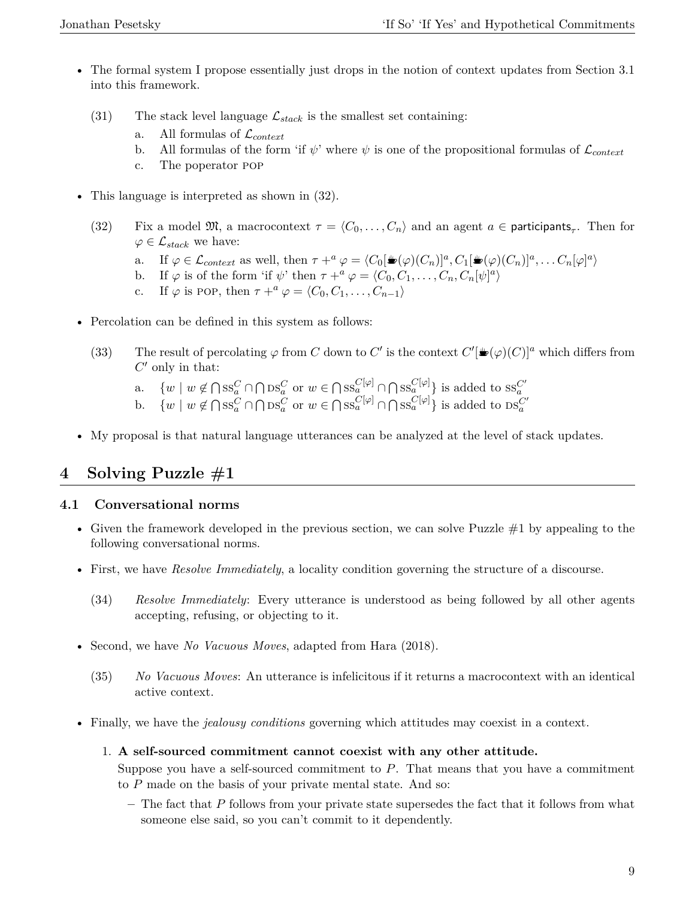- The formal system I propose essentially just drops in the notion of context updates from Section 3.1 into this framework.

(31) The stack level language $\mathcal{L}_{stack}$ is the smallest set containing:

  a. All formulas of $\mathcal{L}_{context}$

  b. All formulas of the form 'if $\psi$' where $\psi$ is one of the propositional formulas of $\mathcal{L}_{context}$

  c. The poperator POP

- This language is interpreted as shown in (32).

(32) Fix a model $\mathfrak{M}$, a macrocontext $\tau = \langle C_0, \ldots, C_n \rangle$ and an agent $a \in \mathsf{participants}_\tau$. Then for $\varphi \in \mathcal{L}_{stack}$ we have:

  a. If $\varphi \in \mathcal{L}_{context}$ as well, then $\tau +^a \varphi = \langle C_0[☕(\varphi)(C_n)]^a, C_1[☕(\varphi)(C_n)]^a, \ldots C_n[\varphi]^a \rangle$

  b. If $\varphi$ is of the form 'if $\psi$' then $\tau +^a \varphi = \langle C_0, C_1, \ldots, C_n, C_n[\psi]^a \rangle$

  c. If $\varphi$ is POP, then $\tau +^a \varphi = \langle C_0, C_1, \ldots, C_{n-1} \rangle$

- Percolation can be defined in this system as follows:

(33) The result of percolating $\varphi$ from $C$ down to $C'$ is the context $C'[☕(\varphi)(C)]^a$ which differs from $C'$ only in that:

  a. $\{w \mid w \notin \bigcap \text{SS}_a^C \cap \bigcap \text{DS}_a^C \text{ or } w \in \bigcap \text{SS}_a^{C[\varphi]} \cap \bigcap \text{SS}_a^{C[\varphi]}\}$ is added to $\text{SS}_a^{C'}$

  b. $\{w \mid w \notin \bigcap \text{SS}_a^C \cap \bigcap \text{DS}_a^C \text{ or } w \in \bigcap \text{SS}_a^{C[\varphi]} \cap \bigcap \text{SS}_a^{C[\varphi]}\}$ is added to $\text{DS}_a^{C'}$

- My proposal is that natural language utterances can be analyzed at the level of stack updates.

# 4 Solving Puzzle #1

## 4.1 Conversational norms

- Given the framework developed in the previous section, we can solve Puzzle #1 by appealing to the following conversational norms.
- First, we have *Resolve Immediately*, a locality condition governing the structure of a discourse.

(34) *Resolve Immediately*: Every utterance is understood as being followed by all other agents accepting, refusing, or objecting to it.

- Second, we have *No Vacuous Moves*, adapted from Hara (2018).

(35) *No Vacuous Moves*: An utterance is infelicitous if it returns a macrocontext with an identical active context.

- Finally, we have the *jealousy conditions* governing which attitudes may coexist in a context.

  1. **A self-sourced commitment cannot coexist with any other attitude.**
     Suppose you have a self-sourced commitment to $P$. That means that you have a commitment to $P$ made on the basis of your private mental state. And so:
     - The fact that $P$ follows from your private state supersedes the fact that it follows from what someone else said, so you can't commit to it dependently.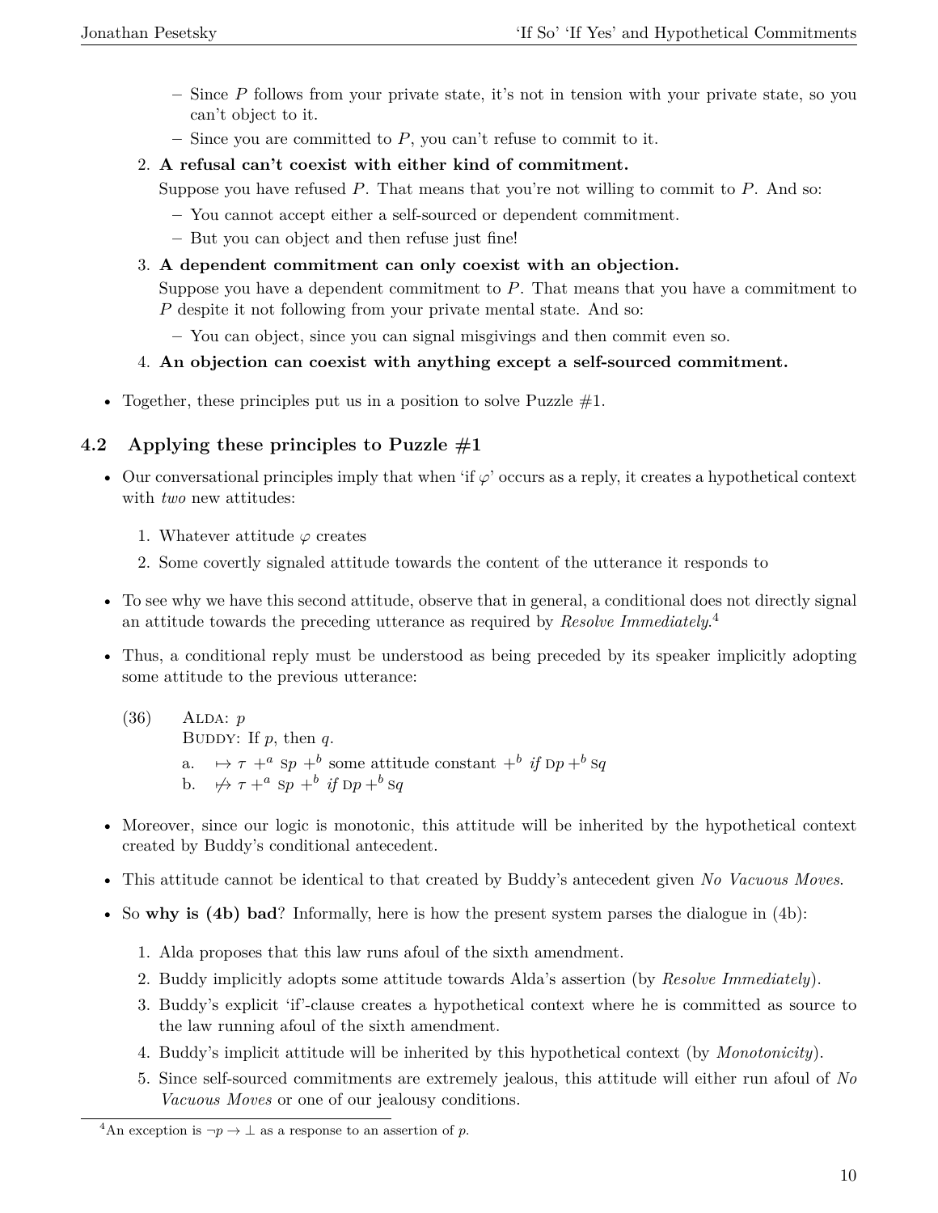- Since $P$ follows from your private state, it's not in tension with your private state, so you can't object to it.
  - Since you are committed to $P$, you can't refuse to commit to it.

2. **A refusal can't coexist with either kind of commitment.**

   Suppose you have refused $P$. That means that you're not willing to commit to $P$. And so:

   - You cannot accept either a self-sourced or dependent commitment.
   - But you can object and then refuse just fine!

3. **A dependent commitment can only coexist with an objection.**

   Suppose you have a dependent commitment to $P$. That means that you have a commitment to $P$ despite it not following from your private mental state. And so:

   - You can object, since you can signal misgivings and then commit even so.

4. **An objection can coexist with anything except a self-sourced commitment.**

- Together, these principles put us in a position to solve Puzzle #1.

### 4.2 Applying these principles to Puzzle #1

- Our conversational principles imply that when 'if $\varphi$' occurs as a reply, it creates a hypothetical context with *two* new attitudes:

  1. Whatever attitude $\varphi$ creates
  2. Some covertly signaled attitude towards the content of the utterance it responds to

- To see why we have this second attitude, observe that in general, a conditional does not directly signal an attitude towards the preceding utterance as required by *Resolve Immediately*.[4]

- Thus, a conditional reply must be understood as being preceded by its speaker implicitly adopting some attitude to the previous utterance:

(36) ALDA: $p$
BUDDY: If $p$, then $q$.
a. $\mapsto \tau +^a \textsc{s}p +^b$ some attitude constant $+^b$ *if* $\textsc{d}p +^b \textsc{s}q$
b. $\not\mapsto \tau +^a \textsc{s}p +^b$ *if* $\textsc{d}p +^b \textsc{s}q$

- Moreover, since our logic is monotonic, this attitude will be inherited by the hypothetical context created by Buddy's conditional antecedent.

- This attitude cannot be identical to that created by Buddy's antecedent given *No Vacuous Moves*.

- So **why is (4b) bad**? Informally, here is how the present system parses the dialogue in (4b):

  1. Alda proposes that this law runs afoul of the sixth amendment.
  2. Buddy implicitly adopts some attitude towards Alda's assertion (by *Resolve Immediately*).
  3. Buddy's explicit 'if'-clause creates a hypothetical context where he is committed as source to the law running afoul of the sixth amendment.
  4. Buddy's implicit attitude will be inherited by this hypothetical context (by *Monotonicity*).
  5. Since self-sourced commitments are extremely jealous, this attitude will either run afoul of *No Vacuous Moves* or one of our jealousy conditions.

[4] An exception is $\neg p \to \bot$ as a response to an assertion of $p$.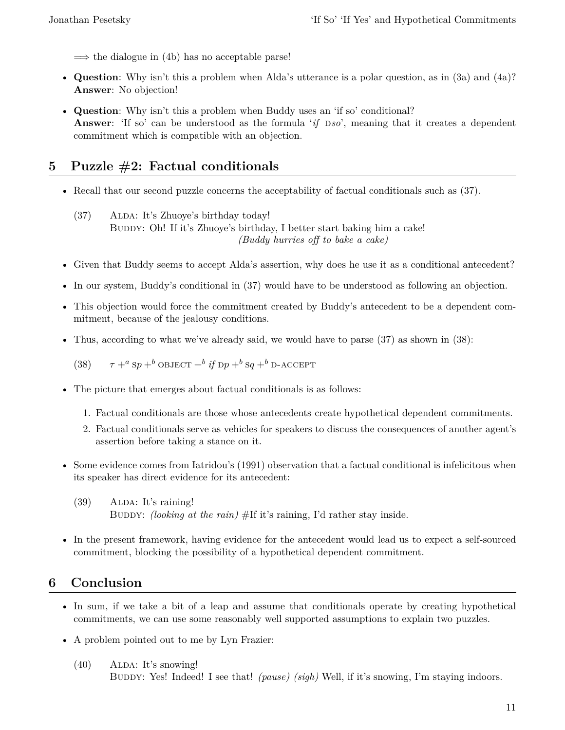$\Longrightarrow$ the dialogue in (4b) has no acceptable parse!

- **Question**: Why isn't this a problem when Alda's utterance is a polar question, as in (3a) and (4a)? **Answer**: No objection!
- **Question**: Why isn't this a problem when Buddy uses an 'if so' conditional? **Answer**: 'If so' can be understood as the formula '*if* D*so*', meaning that it creates a dependent commitment which is compatible with an objection.

## 5 Puzzle #2: Factual conditionals

- Recall that our second puzzle concerns the acceptability of factual conditionals such as (37).

(37) ALDA: It's Zhuoye's birthday today!
BUDDY: Oh! If it's Zhuoye's birthday, I better start baking him a cake!
*(Buddy hurries off to bake a cake)*

- Given that Buddy seems to accept Alda's assertion, why does he use it as a conditional antecedent?
- In our system, Buddy's conditional in (37) would have to be understood as following an objection.
- This objection would force the commitment created by Buddy's antecedent to be a dependent commitment, because of the jealousy conditions.
- Thus, according to what we've already said, we would have to parse (37) as shown in (38):

(38) $\tau +^{a}$ S$p$ $+^{b}$ OBJECT $+^{b}$ *if* D$p$ $+^{b}$ S$q$ $+^{b}$ D-ACCEPT

- The picture that emerges about factual conditionals is as follows:
  1. Factual conditionals are those whose antecedents create hypothetical dependent commitments.
  2. Factual conditionals serve as vehicles for speakers to discuss the consequences of another agent's assertion before taking a stance on it.
- Some evidence comes from Iatridou's (1991) observation that a factual conditional is infelicitous when its speaker has direct evidence for its antecedent:

(39) ALDA: It's raining!
BUDDY: *(looking at the rain)* #If it's raining, I'd rather stay inside.

- In the present framework, having evidence for the antecedent would lead us to expect a self-sourced commitment, blocking the possibility of a hypothetical dependent commitment.

## 6 Conclusion

- In sum, if we take a bit of a leap and assume that conditionals operate by creating hypothetical commitments, we can use some reasonably well supported assumptions to explain two puzzles.
- A problem pointed out to me by Lyn Frazier:

(40) ALDA: It's snowing!
BUDDY: Yes! Indeed! I see that! *(pause) (sigh)* Well, if it's snowing, I'm staying indoors.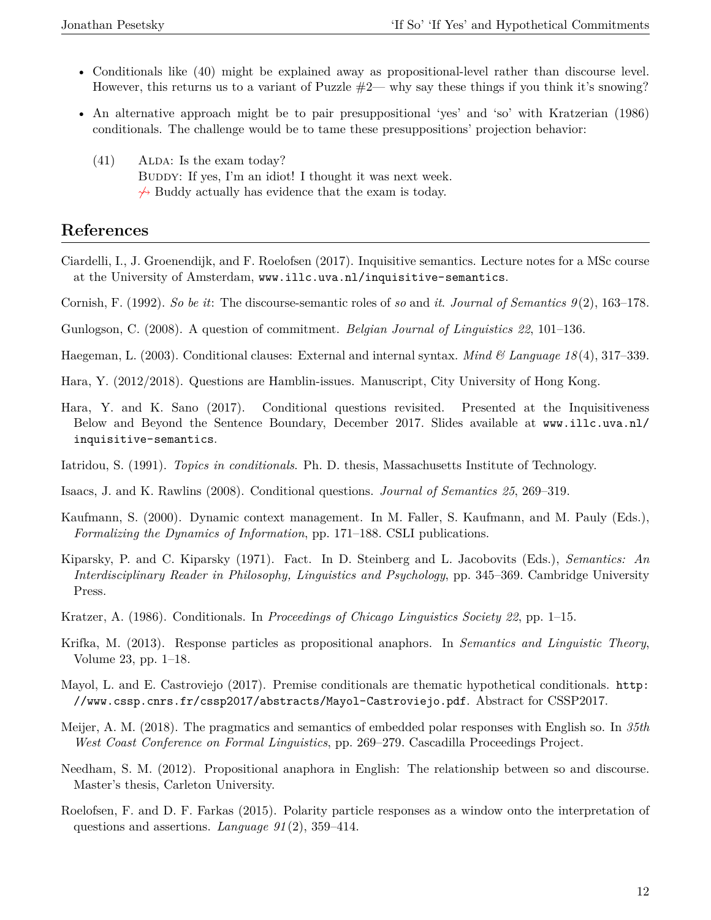- Conditionals like (40) might be explained away as propositional-level rather than discourse level. However, this returns us to a variant of Puzzle #2— why say these things if you think it's snowing?
- An alternative approach might be to pair presuppositional 'yes' and 'so' with Kratzerian (1986) conditionals. The challenge would be to tame these presuppositions' projection behavior:

(41) Alda: Is the exam today?
Buddy: If yes, I'm an idiot! I thought it was next week.
$\not\rightsquigarrow$ Buddy actually has evidence that the exam is today.

## References

Ciardelli, I., J. Groenendijk, and F. Roelofsen (2017). Inquisitive semantics. Lecture notes for a MSc course at the University of Amsterdam, `www.illc.uva.nl/inquisitive-semantics`.

Cornish, F. (1992). *So be it*: The discourse-semantic roles of *so* and *it*. *Journal of Semantics 9*(2), 163–178.

Gunlogson, C. (2008). A question of commitment. *Belgian Journal of Linguistics 22*, 101–136.

Haegeman, L. (2003). Conditional clauses: External and internal syntax. *Mind & Language 18*(4), 317–339.

Hara, Y. (2012/2018). Questions are Hamblin-issues. Manuscript, City University of Hong Kong.

Hara, Y. and K. Sano (2017). Conditional questions revisited. Presented at the Inquisitiveness Below and Beyond the Sentence Boundary, December 2017. Slides available at `www.illc.uva.nl/inquisitive-semantics`.

Iatridou, S. (1991). *Topics in conditionals*. Ph. D. thesis, Massachusetts Institute of Technology.

Isaacs, J. and K. Rawlins (2008). Conditional questions. *Journal of Semantics 25*, 269–319.

Kaufmann, S. (2000). Dynamic context management. In M. Faller, S. Kaufmann, and M. Pauly (Eds.), *Formalizing the Dynamics of Information*, pp. 171–188. CSLI publications.

Kiparsky, P. and C. Kiparsky (1971). Fact. In D. Steinberg and L. Jacobovits (Eds.), *Semantics: An Interdisciplinary Reader in Philosophy, Linguistics and Psychology*, pp. 345–369. Cambridge University Press.

Kratzer, A. (1986). Conditionals. In *Proceedings of Chicago Linguistics Society 22*, pp. 1–15.

Krifka, M. (2013). Response particles as propositional anaphors. In *Semantics and Linguistic Theory*, Volume 23, pp. 1–18.

Mayol, L. and E. Castroviejo (2017). Premise conditionals are thematic hypothetical conditionals. `http://www.cssp.cnrs.fr/cssp2017/abstracts/Mayol-Castroviejo.pdf`. Abstract for CSSP2017.

Meijer, A. M. (2018). The pragmatics and semantics of embedded polar responses with English so. In *35th West Coast Conference on Formal Linguistics*, pp. 269–279. Cascadilla Proceedings Project.

Needham, S. M. (2012). Propositional anaphora in English: The relationship between so and discourse. Master's thesis, Carleton University.

Roelofsen, F. and D. F. Farkas (2015). Polarity particle responses as a window onto the interpretation of questions and assertions. *Language 91*(2), 359–414.